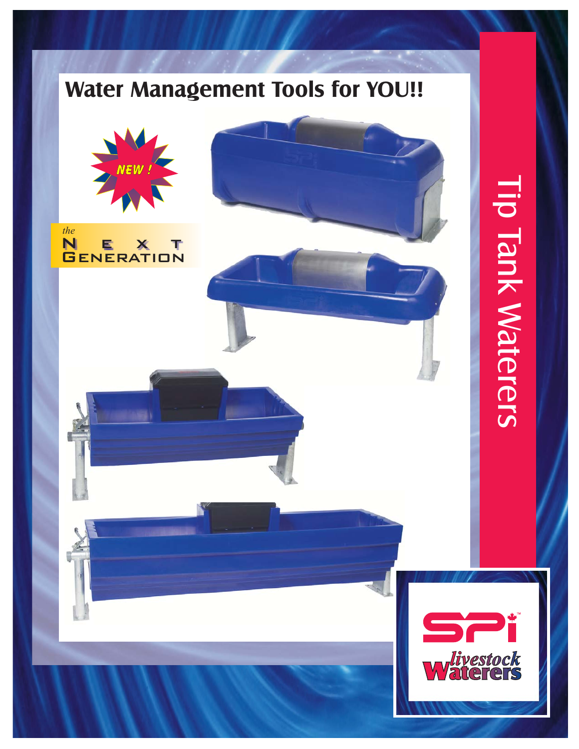# Water Management Tools for YOU!!

NEW !

*the* NEXT GENERATION

Tip Tank Waterers

SPi livestock Waterers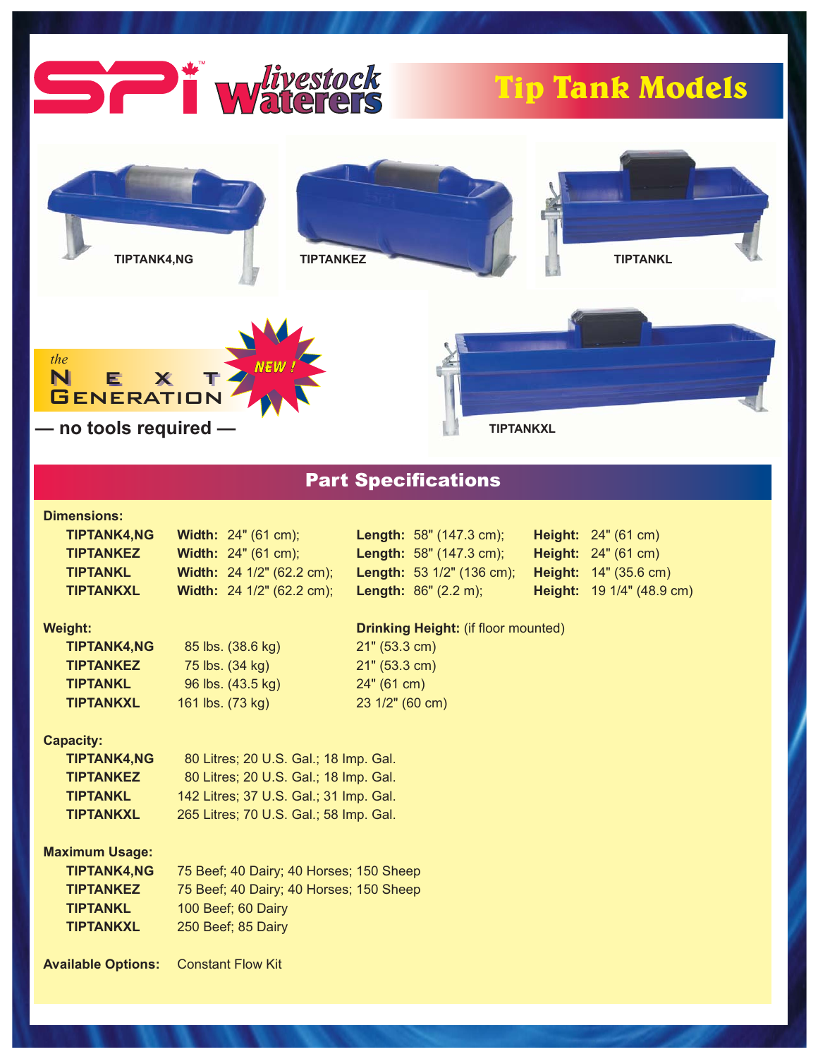# SPI livestock Waterers

## Tip Tank Models

TIPTANK4,NG

TIPTANKEZ

TIPTANKL

the NEXT GENERATION

NEW !

— no tools required —

TIPTANKXL

## Part Specifications

**Dimensions:**

| Model | Width | Length | Height |
|---|---|---|---|
| **TIPTANK4,NG** | **Width:** 24" (61 cm); | **Length:** 58" (147.3 cm); | **Height:** 24" (61 cm) |
| **TIPTANKEZ** | **Width:** 24" (61 cm); | **Length:** 58" (147.3 cm); | **Height:** 24" (61 cm) |
| **TIPTANKL** | **Width:** 24 1/2" (62.2 cm); | **Length:** 53 1/2" (136 cm); | **Height:** 14" (35.6 cm) |
| **TIPTANKXL** | **Width:** 24 1/2" (62.2 cm); | **Length:** 86" (2.2 m); | **Height:** 19 1/4" (48.9 cm) |

| **Weight:** | | **Drinking Height:** (if floor mounted) |
|---|---|---|
| **TIPTANK4,NG** | 85 lbs. (38.6 kg) | 21" (53.3 cm) |
| **TIPTANKEZ** | 75 lbs. (34 kg) | 21" (53.3 cm) |
| **TIPTANKL** | 96 lbs. (43.5 kg) | 24" (61 cm) |
| **TIPTANKXL** | 161 lbs. (73 kg) | 23 1/2" (60 cm) |

**Capacity:**

| Model | Capacity |
|---|---|
| **TIPTANK4,NG** | 80 Litres; 20 U.S. Gal.; 18 Imp. Gal. |
| **TIPTANKEZ** | 80 Litres; 20 U.S. Gal.; 18 Imp. Gal. |
| **TIPTANKL** | 142 Litres; 37 U.S. Gal.; 31 Imp. Gal. |
| **TIPTANKXL** | 265 Litres; 70 U.S. Gal.; 58 Imp. Gal. |

**Maximum Usage:**

| Model | Maximum Usage |
|---|---|
| **TIPTANK4,NG** | 75 Beef; 40 Dairy; 40 Horses; 150 Sheep |
| **TIPTANKEZ** | 75 Beef; 40 Dairy; 40 Horses; 150 Sheep |
| **TIPTANKL** | 100 Beef; 60 Dairy |
| **TIPTANKXL** | 250 Beef; 85 Dairy |

**Available Options:** Constant Flow Kit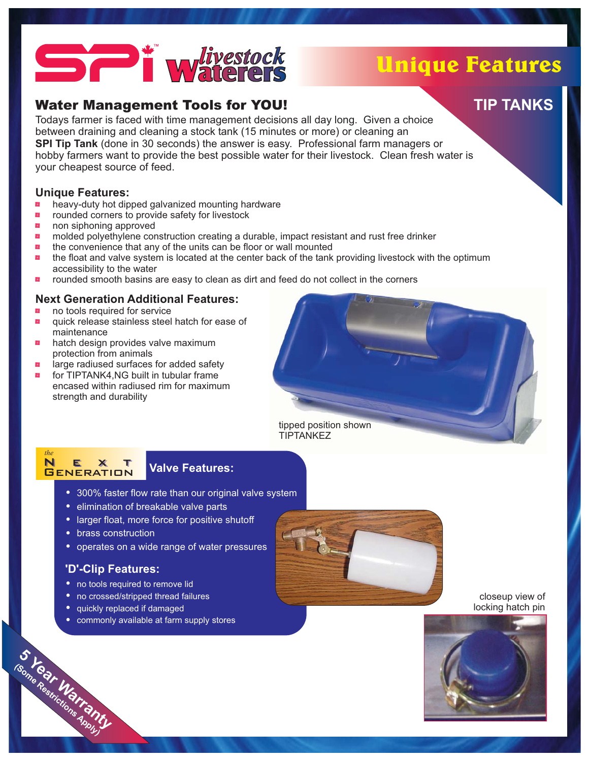# SPI livestock Waterers

# Unique Features

## TIP TANKS

## Water Management Tools for YOU!

Todays farmer is faced with time management decisions all day long. Given a choice between draining and cleaning a stock tank (15 minutes or more) or cleaning an **SPI Tip Tank** (done in 30 seconds) the answer is easy. Professional farm managers or hobby farmers want to provide the best possible water for their livestock. Clean fresh water is your cheapest source of feed.

### Unique Features:

- heavy-duty hot dipped galvanized mounting hardware
- rounded corners to provide safety for livestock
- non siphoning approved
- molded polyethylene construction creating a durable, impact resistant and rust free drinker
- the convenience that any of the units can be floor or wall mounted
- the float and valve system is located at the center back of the tank providing livestock with the optimum accessibility to the water
- rounded smooth basins are easy to clean as dirt and feed do not collect in the corners

### Next Generation Additional Features:

- no tools required for service
- quick release stainless steel hatch for ease of maintenance
- hatch design provides valve maximum protection from animals
- large radiused surfaces for added safety
- for TIPTANK4,NG built in tubular frame encased within radiused rim for maximum strength and durability

tipped position shown
TIPTANKEZ

### the NEXT GENERATION Valve Features:

- 300% faster flow rate than our original valve system
- elimination of breakable valve parts
- larger float, more force for positive shutoff
- brass construction
- operates on a wide range of water pressures

### 'D'-Clip Features:

- no tools required to remove lid
- no crossed/stripped thread failures
- quickly replaced if damaged
- commonly available at farm supply stores

closeup view of locking hatch pin

**5 Year Warranty**
(Some Restrictions Apply)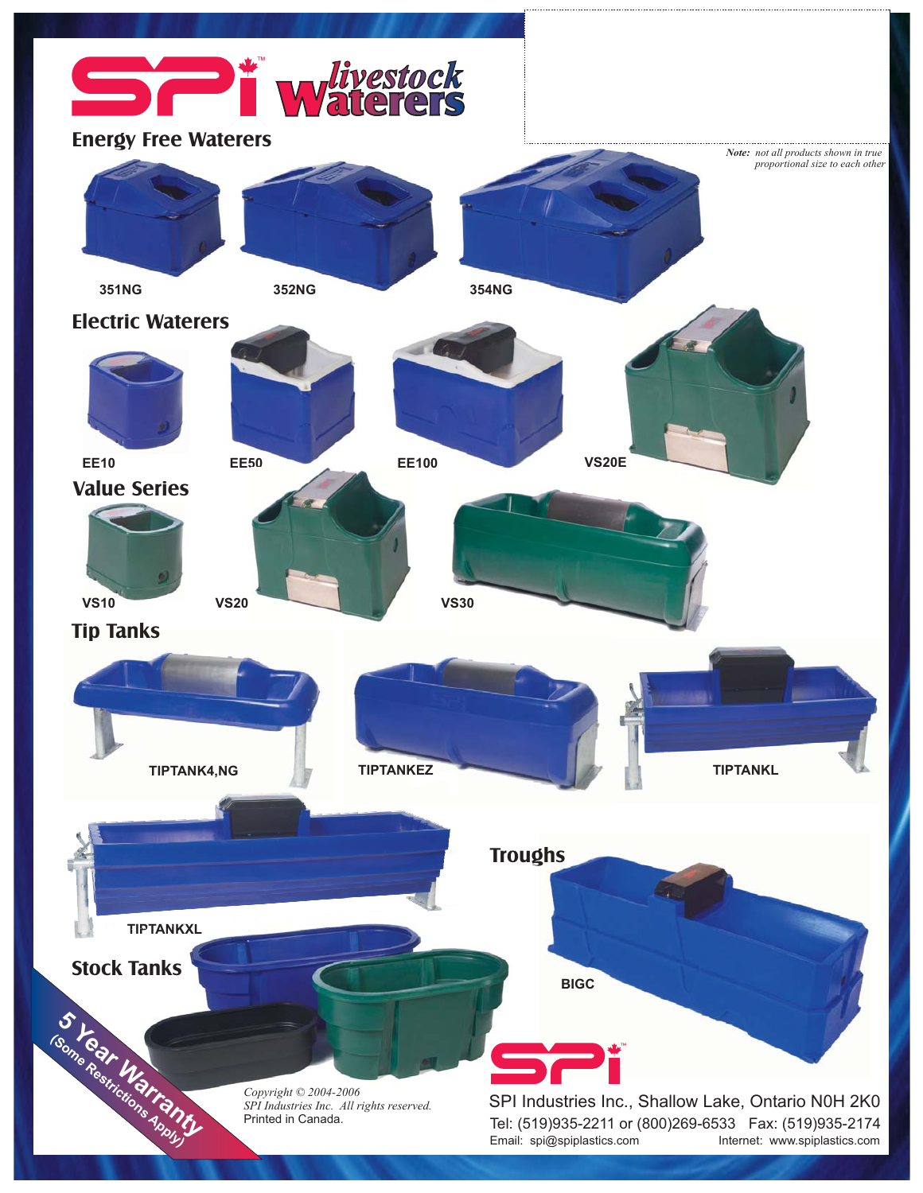# SPI livestock Waterers

**Note:** *not all products shown in true proportional size to each other*

## Energy Free Waterers

351NG

352NG

354NG

## Electric Waterers

EE10

EE50

EE100

VS20E

## Value Series

VS10

VS20

VS30

## Tip Tanks

TIPTANK4,NG

TIPTANKEZ

TIPTANKL

TIPTANKXL

## Troughs

BIGC

## Stock Tanks

**5 Year Warranty**
**(Some Restrictions Apply)**

*Copyright © 2004-2006*
*SPI Industries Inc. All rights reserved.*
Printed in Canada.

SPI Industries Inc., Shallow Lake, Ontario N0H 2K0
Tel: (519)935-2211 or (800)269-6533 Fax: (519)935-2174
Email: spi@spiplastics.com Internet: www.spiplastics.com